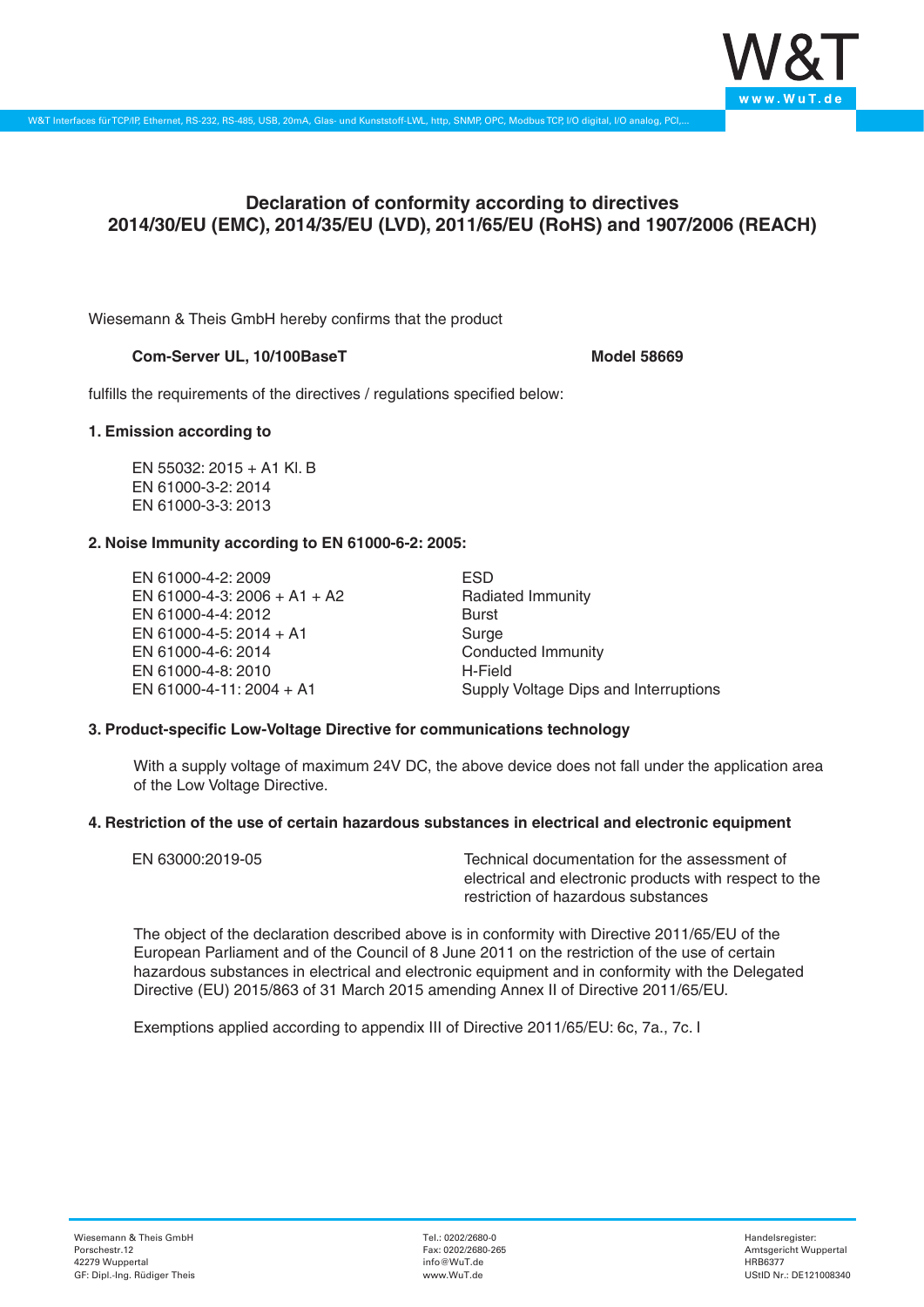# Declaration of conformity according to directives 2014/30/EU (EMC), 2014/35/EU (LVD), 2011/65/EU (RoHS) and 1907/2006 (REACH)

Wiesemann & Theis GmbH hereby confirms that the product

**Com-Server UL, 10/100BaseT** **Model 58669**

fulfills the requirements of the directives / regulations specified below:

**1. Emission according to**

EN 55032: 2015 + A1 Kl. B
EN 61000-3-2: 2014
EN 61000-3-3: 2013

**2. Noise Immunity according to EN 61000-6-2: 2005:**

| | |
|---|---|
| EN 61000-4-2: 2009 | ESD |
| EN 61000-4-3: 2006 + A1 + A2 | Radiated Immunity |
| EN 61000-4-4: 2012 | Burst |
| EN 61000-4-5: 2014 + A1 | Surge |
| EN 61000-4-6: 2014 | Conducted Immunity |
| EN 61000-4-8: 2010 | H-Field |
| EN 61000-4-11: 2004 + A1 | Supply Voltage Dips and Interruptions |

**3. Product-specific Low-Voltage Directive for communications technology**

With a supply voltage of maximum 24V DC, the above device does not fall under the application area of the Low Voltage Directive.

**4. Restriction of the use of certain hazardous substances in electrical and electronic equipment**

| | |
|---|---|
| EN 63000:2019-05 | Technical documentation for the assessment of electrical and electronic products with respect to the restriction of hazardous substances |

The object of the declaration described above is in conformity with Directive 2011/65/EU of the European Parliament and of the Council of 8 June 2011 on the restriction of the use of certain hazardous substances in electrical and electronic equipment and in conformity with the Delegated Directive (EU) 2015/863 of 31 March 2015 amending Annex II of Directive 2011/65/EU.

Exemptions applied according to appendix III of Directive 2011/65/EU: 6c, 7a., 7c. I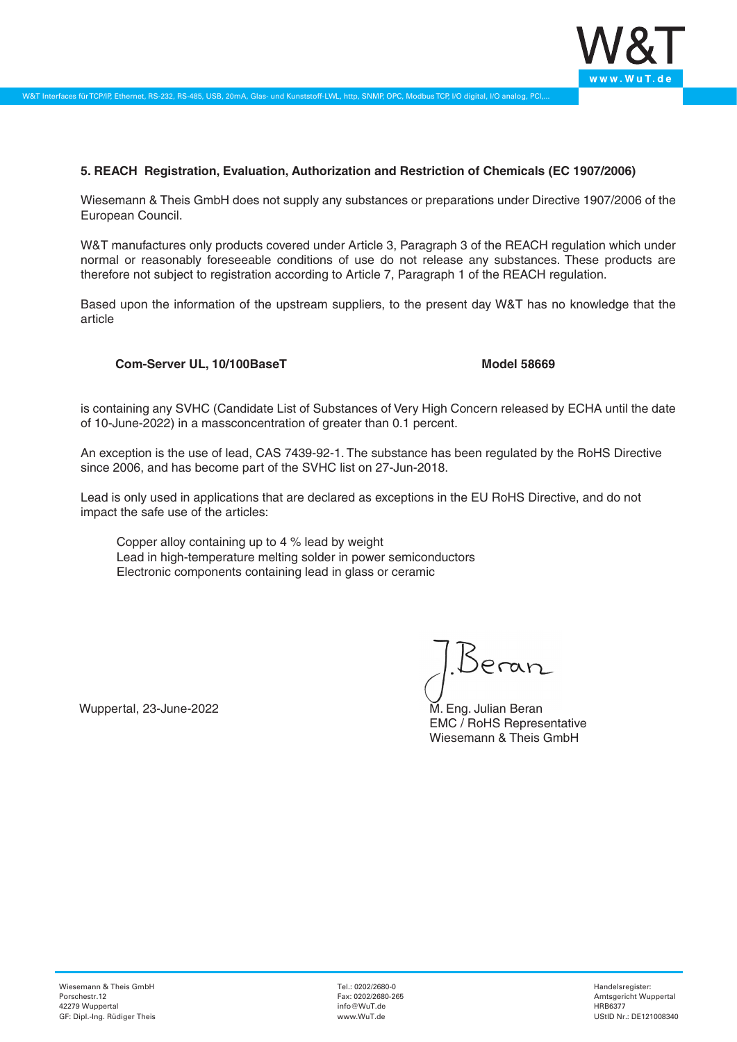### 5. REACH Registration, Evaluation, Authorization and Restriction of Chemicals (EC 1907/2006)

Wiesemann & Theis GmbH does not supply any substances or preparations under Directive 1907/2006 of the European Council.

W&T manufactures only products covered under Article 3, Paragraph 3 of the REACH regulation which under normal or reasonably foreseeable conditions of use do not release any substances. These products are therefore not subject to registration according to Article 7, Paragraph 1 of the REACH regulation.

Based upon the information of the upstream suppliers, to the present day W&T has no knowledge that the article

**Com-Server UL, 10/100BaseT** **Model 58669**

is containing any SVHC (Candidate List of Substances of Very High Concern released by ECHA until the date of 10-June-2022) in a massconcentration of greater than 0.1 percent.

An exception is the use of lead, CAS 7439-92-1. The substance has been regulated by the RoHS Directive since 2006, and has become part of the SVHC list on 27-Jun-2018.

Lead is only used in applications that are declared as exceptions in the EU RoHS Directive, and do not impact the safe use of the articles:

Copper alloy containing up to 4 % lead by weight
Lead in high-temperature melting solder in power semiconductors
Electronic components containing lead in glass or ceramic

Wuppertal, 23-June-2022

J. Beran

M. Eng. Julian Beran
EMC / RoHS Representative
Wiesemann & Theis GmbH